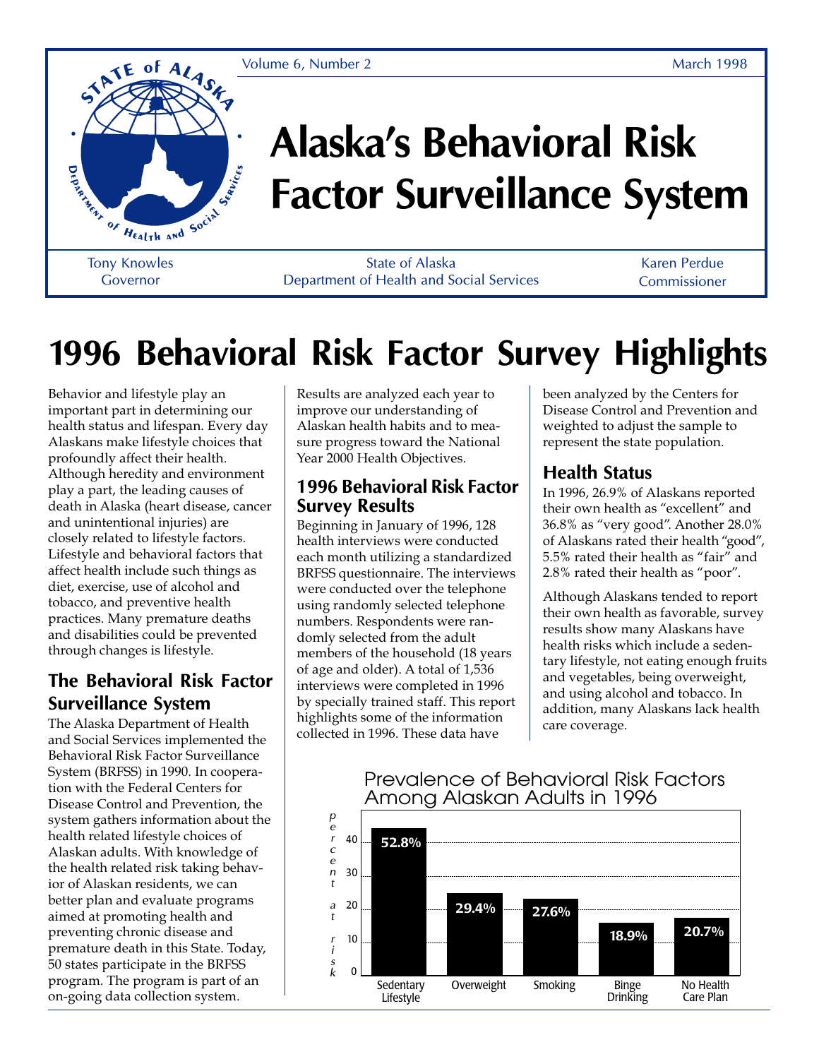Volume 6, Number 2 March 1998

# Alaska's Behavioral Risk Factor Surveillance System

Tony Knowles, Governor — State of Alaska Department of Health and Social Services — Karen Perdue, Commissioner

# 1996 Behavioral Risk Factor Survey Highlights

Behavior and lifestyle play an important part in determining our health status and lifespan. Every day Alaskans make lifestyle choices that profoundly affect their health. Although heredity and environment play a part, the leading causes of death in Alaska (heart disease, cancer and unintentional injuries) are closely related to lifestyle factors. Lifestyle and behavioral factors that affect health include such things as diet, exercise, use of alcohol and tobacco, and preventive health practices. Many premature deaths and disabilities could be prevented through changes is lifestyle.

## The Behavioral Risk Factor Surveillance System

The Alaska Department of Health and Social Services implemented the Behavioral Risk Factor Surveillance System (BRFSS) in 1990. In cooperation with the Federal Centers for Disease Control and Prevention, the system gathers information about the health related lifestyle choices of Alaskan adults. With knowledge of the health related risk taking behavior of Alaskan residents, we can better plan and evaluate programs aimed at promoting health and preventing chronic disease and premature death in this State. Today, 50 states participate in the BRFSS program. The program is part of an on-going data collection system. Results are analyzed each year to improve our understanding of Alaskan health habits and to measure progress toward the National Year 2000 Health Objectives.

## 1996 Behavioral Risk Factor Survey Results

Beginning in January of 1996, 128 health interviews were conducted each month utilizing a standardized BRFSS questionnaire. The interviews were conducted over the telephone using randomly selected telephone numbers. Respondents were randomly selected from the adult members of the household (18 years of age and older). A total of 1,536 interviews were completed in 1996 by specially trained staff. This report highlights some of the information collected in 1996. These data have been analyzed by the Centers for Disease Control and Prevention and weighted to adjust the sample to represent the state population.

## Health Status

In 1996, 26.9% of Alaskans reported their own health as "excellent" and 36.8% as "very good". Another 28.0% of Alaskans rated their health "good", 5.5% rated their health as "fair" and 2.8% rated their health as "poor".

Although Alaskans tended to report their own health as favorable, survey results show many Alaskans have health risks which include a sedentary lifestyle, not eating enough fruits and vegetables, being overweight, and using alcohol and tobacco. In addition, many Alaskans lack health care coverage.

**Prevalence of Behavioral Risk Factors Among Alaskan Adults in 1996**

| Risk Factor | Percent at risk |
| --- | --- |
| Sedentary Lifestyle | 52.8% |
| Overweight | 29.4% |
| Smoking | 27.6% |
| Binge Drinking | 18.9% |
| No Health Care Plan | 20.7% |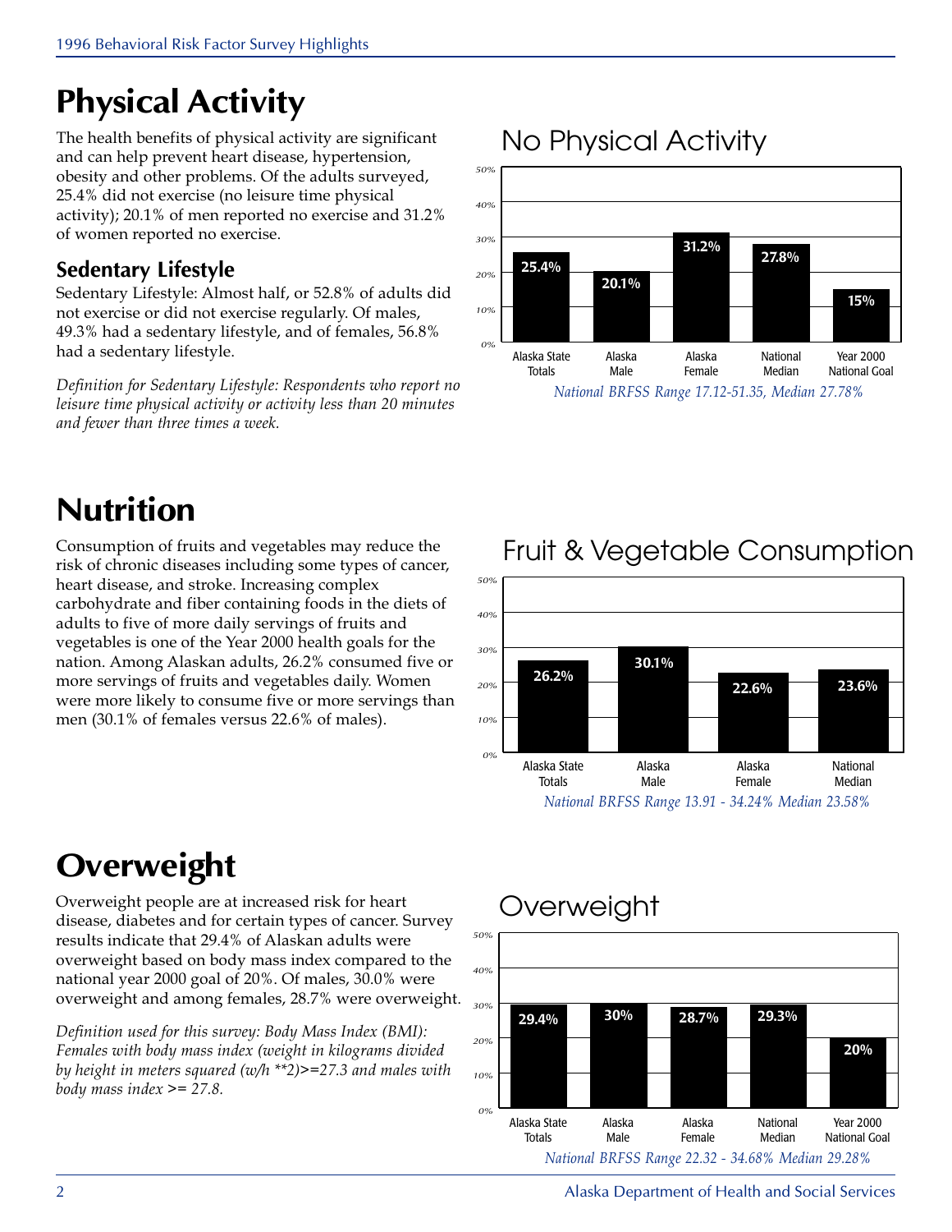# Physical Activity

The health benefits of physical activity are significant and can help prevent heart disease, hypertension, obesity and other problems. Of the adults surveyed, 25.4% did not exercise (no leisure time physical activity); 20.1% of men reported no exercise and 31.2% of women reported no exercise.

## Sedentary Lifestyle

Sedentary Lifestyle: Almost half, or 52.8% of adults did not exercise or did not exercise regularly. Of males, 49.3% had a sedentary lifestyle, and of females, 56.8% had a sedentary lifestyle.

*Definition for Sedentary Lifestyle: Respondents who report no leisure time physical activity or activity less than 20 minutes and fewer than three times a week.*

## No Physical Activity

| Alaska State Totals | Alaska Male | Alaska Female | National Median | Year 2000 National Goal |
|---|---|---|---|---|
| 25.4% | 20.1% | 31.2% | 27.8% | 15% |

*National BRFSS Range 17.12-51.35, Median 27.78%*

# Nutrition

Consumption of fruits and vegetables may reduce the risk of chronic diseases including some types of cancer, heart disease, and stroke. Increasing complex carbohydrate and fiber containing foods in the diets of adults to five of more daily servings of fruits and vegetables is one of the Year 2000 health goals for the nation. Among Alaskan adults, 26.2% consumed five or more servings of fruits and vegetables daily. Women were more likely to consume five or more servings than men (30.1% of females versus 22.6% of males).

## Fruit & Vegetable Consumption

| Alaska State Totals | Alaska Male | Alaska Female | National Median |
|---|---|---|---|
| 26.2% | 30.1% | 22.6% | 23.6% |

*National BRFSS Range 13.91 - 34.24% Median 23.58%*

# Overweight

Overweight people are at increased risk for heart disease, diabetes and for certain types of cancer. Survey results indicate that 29.4% of Alaskan adults were overweight based on body mass index compared to the national year 2000 goal of 20%. Of males, 30.0% were overweight and among females, 28.7% were overweight.

*Definition used for this survey: Body Mass Index (BMI): Females with body mass index (weight in kilograms divided by height in meters squared (w/h **2)>=27.3 and males with body mass index >= 27.8.*

## Overweight

| Alaska State Totals | Alaska Male | Alaska Female | National Median | Year 2000 National Goal |
|---|---|---|---|---|
| 29.4% | 30% | 28.7% | 29.3% | 20% |

*National BRFSS Range 22.32 - 34.68% Median 29.28%*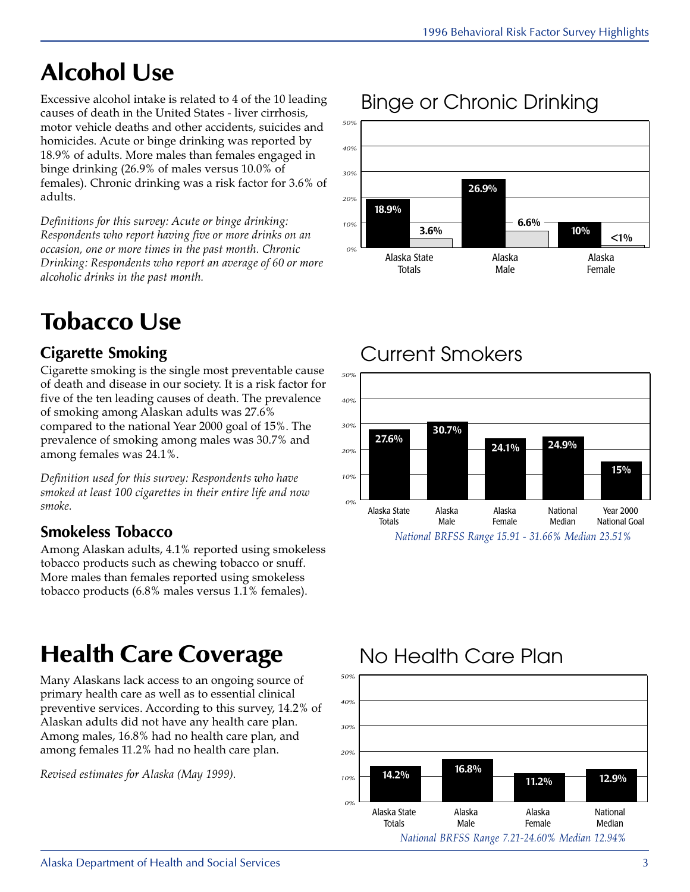// Note: No images were detected, so the charts are transcribed as text and tables.
# Alcohol Use

Excessive alcohol intake is related to 4 of the 10 leading causes of death in the United States - liver cirrhosis, motor vehicle deaths and other accidents, suicides and homicides. Acute or binge drinking was reported by 18.9% of adults. More males than females engaged in binge drinking (26.9% of males versus 10.0% of females). Chronic drinking was a risk factor for 3.6% of adults.

*Definitions for this survey: Acute or binge drinking: Respondents who report having five or more drinks on an occasion, one or more times in the past month. Chronic Drinking: Respondents who report an average of 60 or more alcoholic drinks in the past month.*

## Binge or Chronic Drinking

| | Binge | Chronic |
|---|---|---|
| Alaska State Totals | 18.9% | 3.6% |
| Alaska Male | 26.9% | 6.6% |
| Alaska Female | 10% | <1% |

# Tobacco Use

## Cigarette Smoking

Cigarette smoking is the single most preventable cause of death and disease in our society. It is a risk factor for five of the ten leading causes of death. The prevalence of smoking among Alaskan adults was 27.6% compared to the national Year 2000 goal of 15%. The prevalence of smoking among males was 30.7% and among females was 24.1%.

*Definition used for this survey: Respondents who have smoked at least 100 cigarettes in their entire life and now smoke.*

## Smokeless Tobacco

Among Alaskan adults, 4.1% reported using smokeless tobacco products such as chewing tobacco or snuff. More males than females reported using smokeless tobacco products (6.8% males versus 1.1% females).

## Current Smokers

| Alaska State Totals | Alaska Male | Alaska Female | National Median | Year 2000 National Goal |
|---|---|---|---|---|
| 27.6% | 30.7% | 24.1% | 24.9% | 15% |

*National BRFSS Range 15.91 - 31.66% Median 23.51%*

# Health Care Coverage

Many Alaskans lack access to an ongoing source of primary health care as well as to essential clinical preventive services. According to this survey, 14.2% of Alaskan adults did not have any health care plan. Among males, 16.8% had no health care plan, and among females 11.2% had no health care plan.

*Revised estimates for Alaska (May 1999).*

## No Health Care Plan

| Alaska State Totals | Alaska Male | Alaska Female | National Median |
|---|---|---|---|
| 14.2% | 16.8% | 11.2% | 12.9% |

*National BRFSS Range 7.21-24.60% Median 12.94%*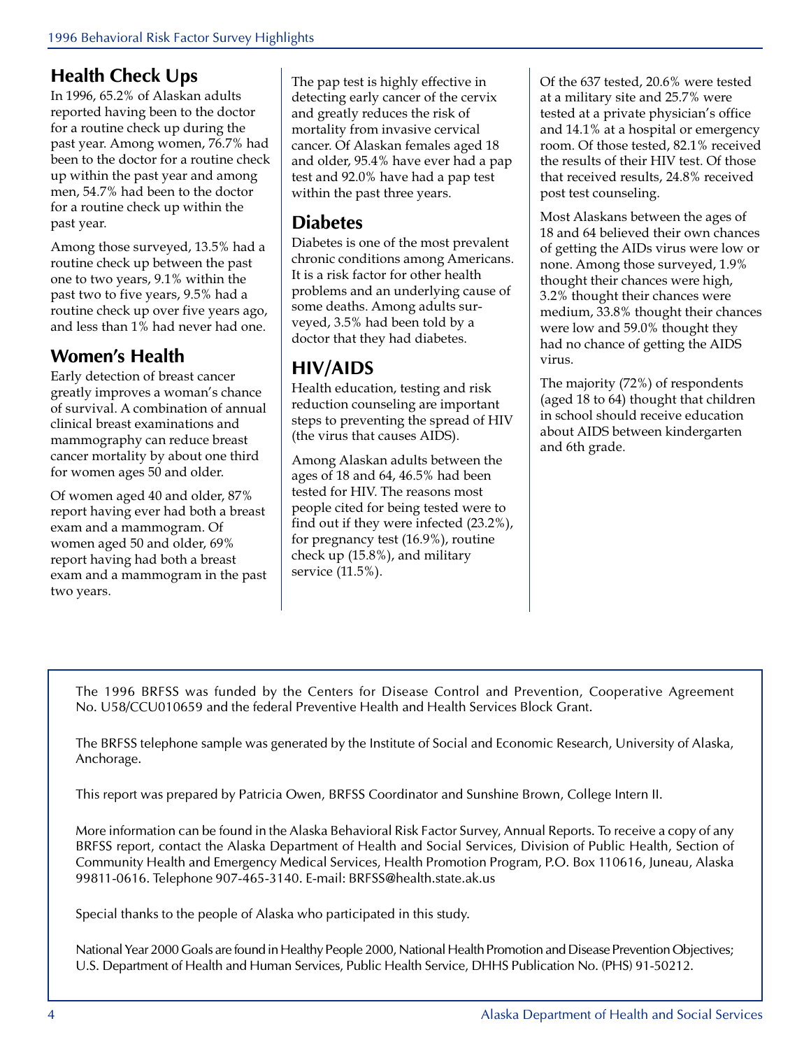## Health Check Ups

In 1996, 65.2% of Alaskan adults reported having been to the doctor for a routine check up during the past year. Among women, 76.7% had been to the doctor for a routine check up within the past year and among men, 54.7% had been to the doctor for a routine check up within the past year.

Among those surveyed, 13.5% had a routine check up between the past one to two years, 9.1% within the past two to five years, 9.5% had a routine check up over five years ago, and less than 1% had never had one.

## Women's Health

Early detection of breast cancer greatly improves a woman's chance of survival. A combination of annual clinical breast examinations and mammography can reduce breast cancer mortality by about one third for women ages 50 and older.

Of women aged 40 and older, 87% report having ever had both a breast exam and a mammogram. Of women aged 50 and older, 69% report having had both a breast exam and a mammogram in the past two years.

The pap test is highly effective in detecting early cancer of the cervix and greatly reduces the risk of mortality from invasive cervical cancer. Of Alaskan females aged 18 and older, 95.4% have ever had a pap test and 92.0% have had a pap test within the past three years.

## Diabetes

Diabetes is one of the most prevalent chronic conditions among Americans. It is a risk factor for other health problems and an underlying cause of some deaths. Among adults surveyed, 3.5% had been told by a doctor that they had diabetes.

## HIV/AIDS

Health education, testing and risk reduction counseling are important steps to preventing the spread of HIV (the virus that causes AIDS).

Among Alaskan adults between the ages of 18 and 64, 46.5% had been tested for HIV. The reasons most people cited for being tested were to find out if they were infected (23.2%), for pregnancy test (16.9%), routine check up (15.8%), and military service (11.5%).

Of the 637 tested, 20.6% were tested at a military site and 25.7% were tested at a private physician's office and 14.1% at a hospital or emergency room. Of those tested, 82.1% received the results of their HIV test. Of those that received results, 24.8% received post test counseling.

Most Alaskans between the ages of 18 and 64 believed their own chances of getting the AIDs virus were low or none. Among those surveyed, 1.9% thought their chances were high, 3.2% thought their chances were medium, 33.8% thought their chances were low and 59.0% thought they had no chance of getting the AIDS virus.

The majority (72%) of respondents (aged 18 to 64) thought that children in school should receive education about AIDS between kindergarten and 6th grade.

The 1996 BRFSS was funded by the Centers for Disease Control and Prevention, Cooperative Agreement No. U58/CCU010659 and the federal Preventive Health and Health Services Block Grant.

The BRFSS telephone sample was generated by the Institute of Social and Economic Research, University of Alaska, Anchorage.

This report was prepared by Patricia Owen, BRFSS Coordinator and Sunshine Brown, College Intern II.

More information can be found in the Alaska Behavioral Risk Factor Survey, Annual Reports. To receive a copy of any BRFSS report, contact the Alaska Department of Health and Social Services, Division of Public Health, Section of Community Health and Emergency Medical Services, Health Promotion Program, P.O. Box 110616, Juneau, Alaska 99811-0616. Telephone 907-465-3140. E-mail: BRFSS@health.state.ak.us

Special thanks to the people of Alaska who participated in this study.

National Year 2000 Goals are found in Healthy People 2000, National Health Promotion and Disease Prevention Objectives; U.S. Department of Health and Human Services, Public Health Service, DHHS Publication No. (PHS) 91-50212.